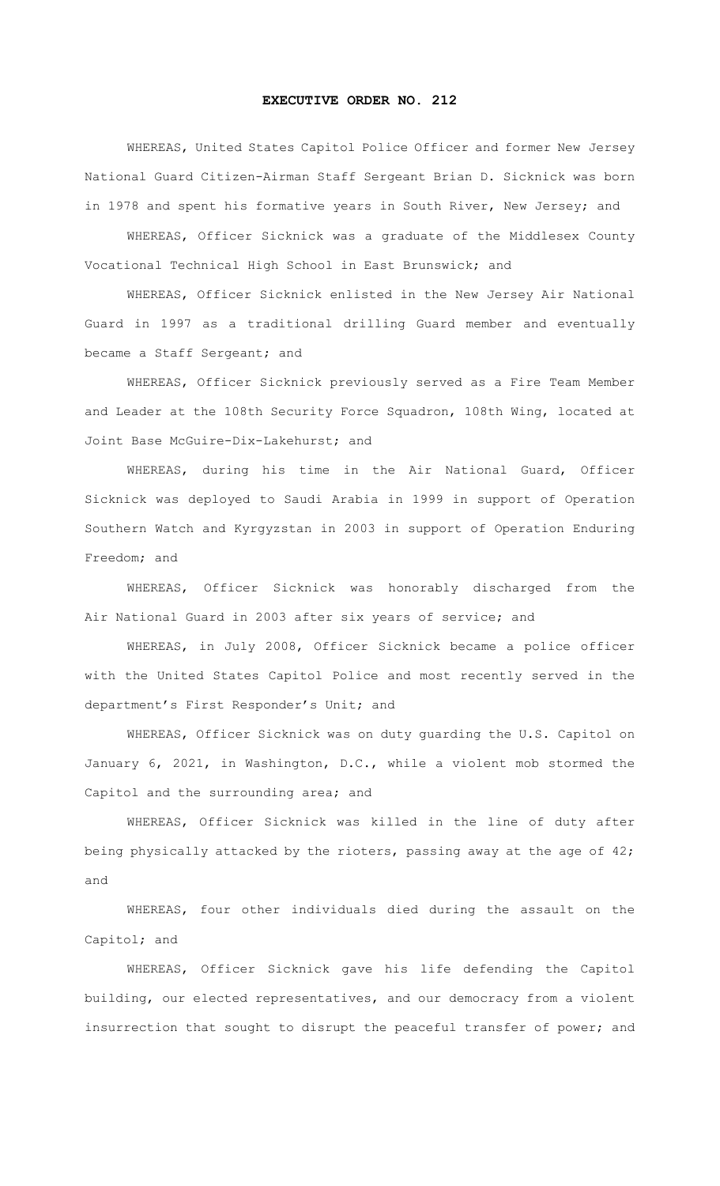# EXECUTIVE ORDER NO. 212

WHEREAS, United States Capitol Police Officer and former New Jersey National Guard Citizen-Airman Staff Sergeant Brian D. Sicknick was born in 1978 and spent his formative years in South River, New Jersey; and

WHEREAS, Officer Sicknick was a graduate of the Middlesex County Vocational Technical High School in East Brunswick; and

WHEREAS, Officer Sicknick enlisted in the New Jersey Air National Guard in 1997 as a traditional drilling Guard member and eventually became a Staff Sergeant; and

WHEREAS, Officer Sicknick previously served as a Fire Team Member and Leader at the 108th Security Force Squadron, 108th Wing, located at Joint Base McGuire-Dix-Lakehurst; and

WHEREAS, during his time in the Air National Guard, Officer Sicknick was deployed to Saudi Arabia in 1999 in support of Operation Southern Watch and Kyrgyzstan in 2003 in support of Operation Enduring Freedom; and

WHEREAS, Officer Sicknick was honorably discharged from the Air National Guard in 2003 after six years of service; and

WHEREAS, in July 2008, Officer Sicknick became a police officer with the United States Capitol Police and most recently served in the department's First Responder's Unit; and

WHEREAS, Officer Sicknick was on duty guarding the U.S. Capitol on January 6, 2021, in Washington, D.C., while a violent mob stormed the Capitol and the surrounding area; and

WHEREAS, Officer Sicknick was killed in the line of duty after being physically attacked by the rioters, passing away at the age of 42; and

WHEREAS, four other individuals died during the assault on the Capitol; and

WHEREAS, Officer Sicknick gave his life defending the Capitol building, our elected representatives, and our democracy from a violent insurrection that sought to disrupt the peaceful transfer of power; and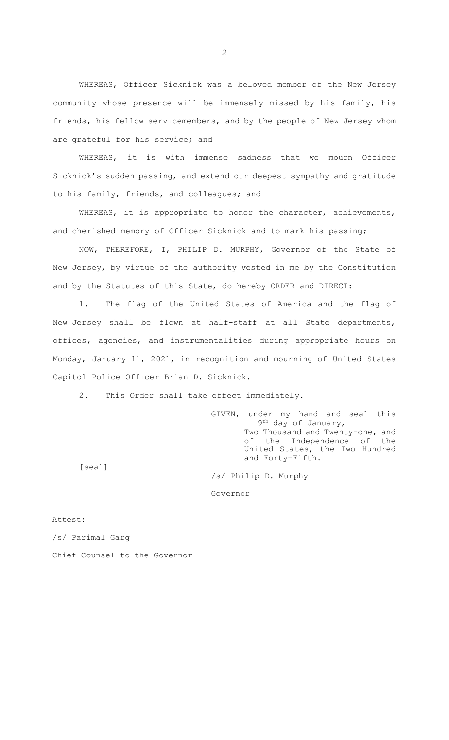WHEREAS, Officer Sicknick was a beloved member of the New Jersey community whose presence will be immensely missed by his family, his friends, his fellow servicemembers, and by the people of New Jersey whom are grateful for his service; and

WHEREAS, it is with immense sadness that we mourn Officer Sicknick's sudden passing, and extend our deepest sympathy and gratitude to his family, friends, and colleagues; and

WHEREAS, it is appropriate to honor the character, achievements, and cherished memory of Officer Sicknick and to mark his passing;

NOW, THEREFORE, I, PHILIP D. MURPHY, Governor of the State of New Jersey, by virtue of the authority vested in me by the Constitution and by the Statutes of this State, do hereby ORDER and DIRECT:

1. The flag of the United States of America and the flag of New Jersey shall be flown at half-staff at all State departments, offices, agencies, and instrumentalities during appropriate hours on Monday, January 11, 2021, in recognition and mourning of United States Capitol Police Officer Brian D. Sicknick.

2. This Order shall take effect immediately.

GIVEN, under my hand and seal this 9th day of January, Two Thousand and Twenty-one, and of the Independence of the United States, the Two Hundred and Forty-Fifth.

[seal]

/s/ Philip D. Murphy

Governor

Attest:

/s/ Parimal Garg

Chief Counsel to the Governor